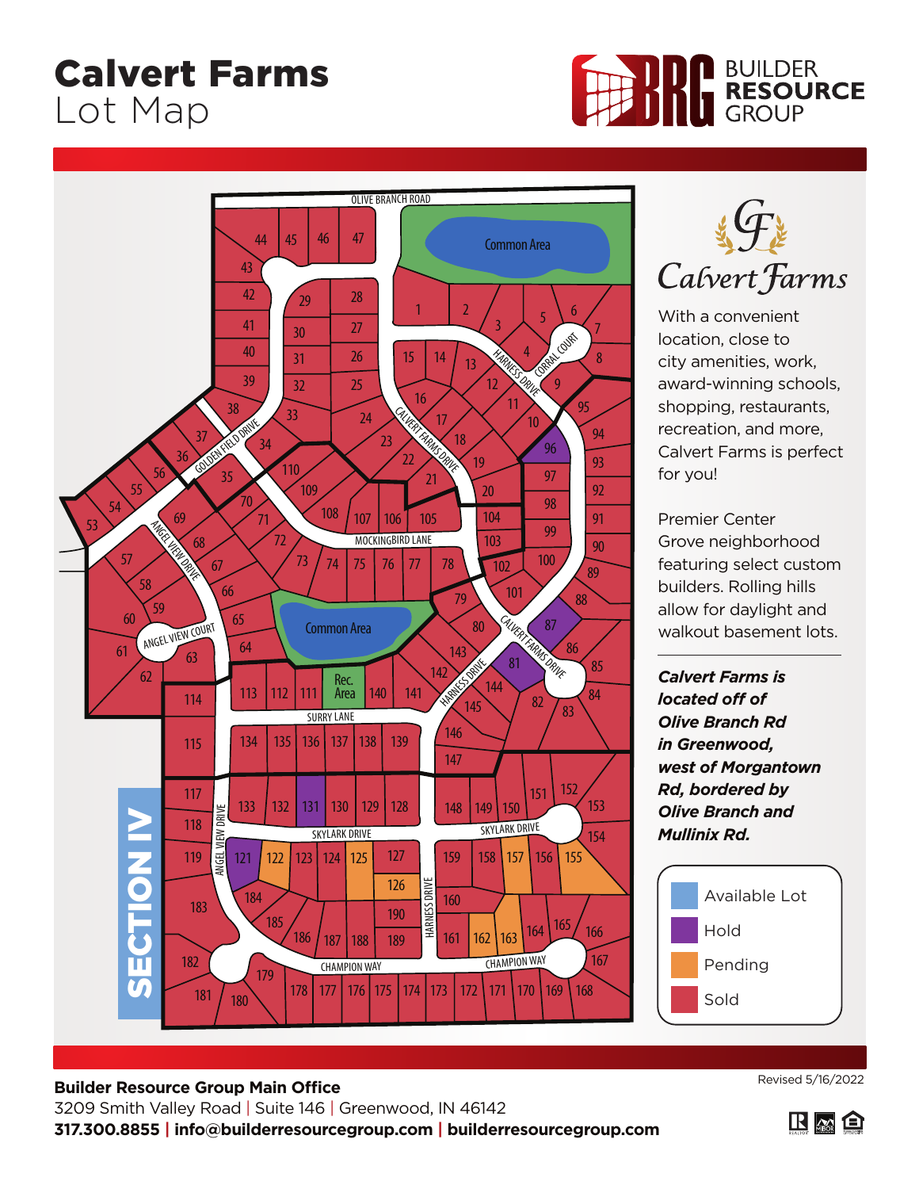# Calvert Farms
Lot Map

BUILDER **RESOURCE** GROUP

Calvert Farms

With a convenient location, close to city amenities, work, award-winning schools, shopping, restaurants, recreation, and more, Calvert Farms is perfect for you!

Premier Center Grove neighborhood featuring select custom builders. Rolling hills allow for daylight and walkout basement lots.

***Calvert Farms is located off of Olive Branch Rd in Greenwood, west of Morgantown Rd, bordered by Olive Branch and Mullinix Rd.***

- Available Lot
- Hold
- Pending
- Sold

**Builder Resource Group Main Office**
3209 Smith Valley Road | Suite 146 | Greenwood, IN 46142
**317.300.8855 | info@builderresourcegroup.com | builderresourcegroup.com**

Revised 5/16/2022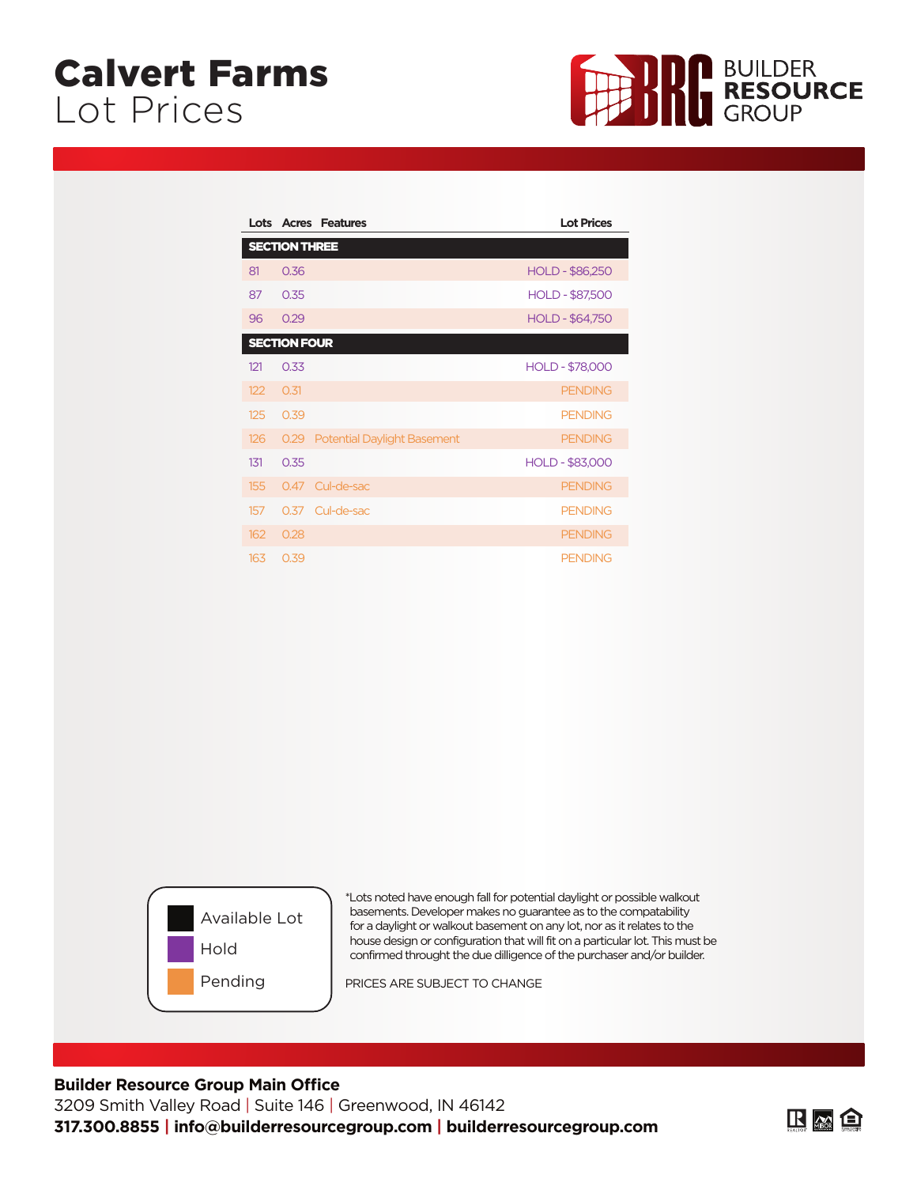# Calvert Farms
## Lot Prices

BUILDER RESOURCE GROUP

| Lots | Acres | Features | Lot Prices |
|---|---|---|---|
| **SECTION THREE** | | | |
| 81 | 0.36 | | HOLD - $86,250 |
| 87 | 0.35 | | HOLD - $87,500 |
| 96 | 0.29 | | HOLD - $64,750 |
| **SECTION FOUR** | | | |
| 121 | 0.33 | | HOLD - $78,000 |
| 122 | 0.31 | | PENDING |
| 125 | 0.39 | | PENDING |
| 126 | 0.29 | Potential Daylight Basement | PENDING |
| 131 | 0.35 | | HOLD - $83,000 |
| 155 | 0.47 | Cul-de-sac | PENDING |
| 157 | 0.37 | Cul-de-sac | PENDING |
| 162 | 0.28 | | PENDING |
| 163 | 0.39 | | PENDING |

Available Lot
Hold
Pending

*Lots noted have enough fall for potential daylight or possible walkout basements. Developer makes no guarantee as to the compatability for a daylight or walkout basement on any lot, nor as it relates to the house design or configuration that will fit on a particular lot. This must be confirmed throught the due dilligence of the purchaser and/or builder.

PRICES ARE SUBJECT TO CHANGE

**Builder Resource Group Main Office**
3209 Smith Valley Road | Suite 146 | Greenwood, IN 46142
**317.300.8855 | info@builderresourcegroup.com | builderresourcegroup.com**